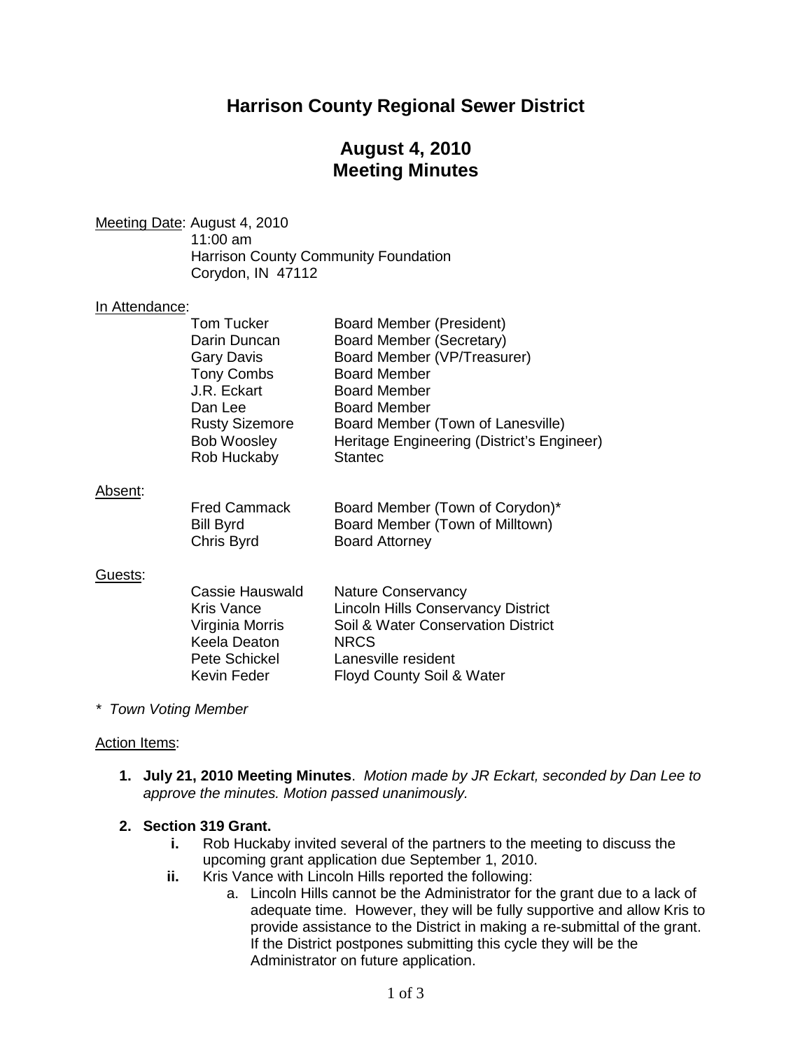# Harrison County Regional Sewer District

## August 4, 2010
## Meeting Minutes

Meeting Date: August 4, 2010
11:00 am
Harrison County Community Foundation
Corydon, IN 47112

In Attendance:

| | |
|---|---|
| Tom Tucker | Board Member (President) |
| Darin Duncan | Board Member (Secretary) |
| Gary Davis | Board Member (VP/Treasurer) |
| Tony Combs | Board Member |
| J.R. Eckart | Board Member |
| Dan Lee | Board Member |
| Rusty Sizemore | Board Member (Town of Lanesville) |
| Bob Woosley | Heritage Engineering (District's Engineer) |
| Rob Huckaby | Stantec |

Absent:

| | |
|---|---|
| Fred Cammack | Board Member (Town of Corydon)* |
| Bill Byrd | Board Member (Town of Milltown) |
| Chris Byrd | Board Attorney |

Guests:

| | |
|---|---|
| Cassie Hauswald | Nature Conservancy |
| Kris Vance | Lincoln Hills Conservancy District |
| Virginia Morris | Soil & Water Conservation District |
| Keela Deaton | NRCS |
| Pete Schickel | Lanesville resident |
| Kevin Feder | Floyd County Soil & Water |

*\* Town Voting Member*

Action Items:

1. **July 21, 2010 Meeting Minutes**. *Motion made by JR Eckart, seconded by Dan Lee to approve the minutes. Motion passed unanimously.*

2. **Section 319 Grant.**
   i. Rob Huckaby invited several of the partners to the meeting to discuss the upcoming grant application due September 1, 2010.
   ii. Kris Vance with Lincoln Hills reported the following:
      a. Lincoln Hills cannot be the Administrator for the grant due to a lack of adequate time. However, they will be fully supportive and allow Kris to provide assistance to the District in making a re-submittal of the grant. If the District postpones submitting this cycle they will be the Administrator on future application.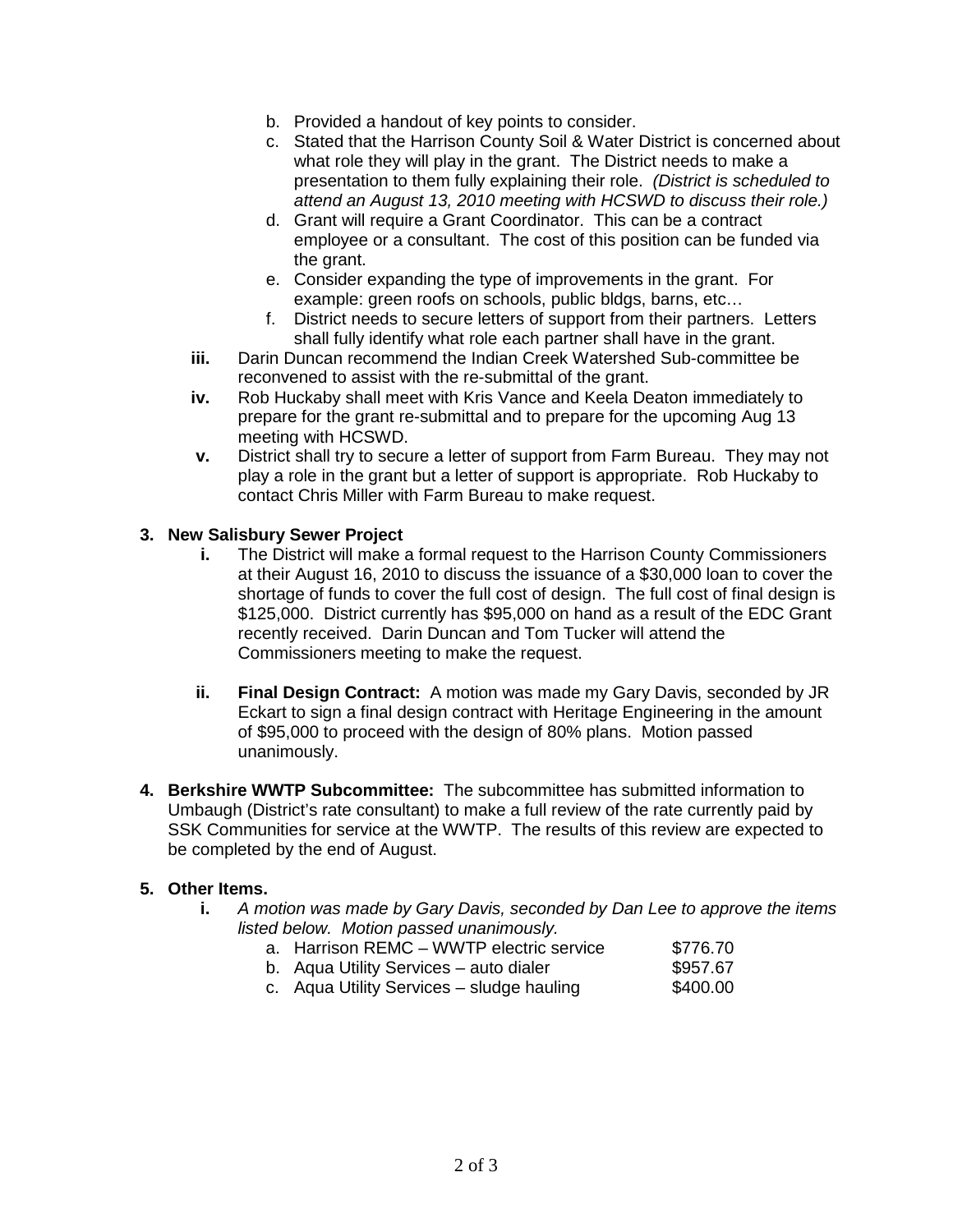b. Provided a handout of key points to consider.
c. Stated that the Harrison County Soil & Water District is concerned about what role they will play in the grant. The District needs to make a presentation to them fully explaining their role. *(District is scheduled to attend an August 13, 2010 meeting with HCSWD to discuss their role.)*
d. Grant will require a Grant Coordinator. This can be a contract employee or a consultant. The cost of this position can be funded via the grant.
e. Consider expanding the type of improvements in the grant. For example: green roofs on schools, public bldgs, barns, etc…
f. District needs to secure letters of support from their partners. Letters shall fully identify what role each partner shall have in the grant.

**iii.** Darin Duncan recommend the Indian Creek Watershed Sub-committee be reconvened to assist with the re-submittal of the grant.

**iv.** Rob Huckaby shall meet with Kris Vance and Keela Deaton immediately to prepare for the grant re-submittal and to prepare for the upcoming Aug 13 meeting with HCSWD.

**v.** District shall try to secure a letter of support from Farm Bureau. They may not play a role in the grant but a letter of support is appropriate. Rob Huckaby to contact Chris Miller with Farm Bureau to make request.

**3. New Salisbury Sewer Project**

**i.** The District will make a formal request to the Harrison County Commissioners at their August 16, 2010 to discuss the issuance of a $30,000 loan to cover the shortage of funds to cover the full cost of design. The full cost of final design is $125,000. District currently has $95,000 on hand as a result of the EDC Grant recently received. Darin Duncan and Tom Tucker will attend the Commissioners meeting to make the request.

**ii.** **Final Design Contract:** A motion was made my Gary Davis, seconded by JR Eckart to sign a final design contract with Heritage Engineering in the amount of $95,000 to proceed with the design of 80% plans. Motion passed unanimously.

**4. Berkshire WWTP Subcommittee:** The subcommittee has submitted information to Umbaugh (District's rate consultant) to make a full review of the rate currently paid by SSK Communities for service at the WWTP. The results of this review are expected to be completed by the end of August.

**5. Other Items.**

**i.** *A motion was made by Gary Davis, seconded by Dan Lee to approve the items listed below. Motion passed unanimously.*

a. Harrison REMC – WWTP electric service $776.70
b. Aqua Utility Services – auto dialer $957.67
c. Aqua Utility Services – sludge hauling $400.00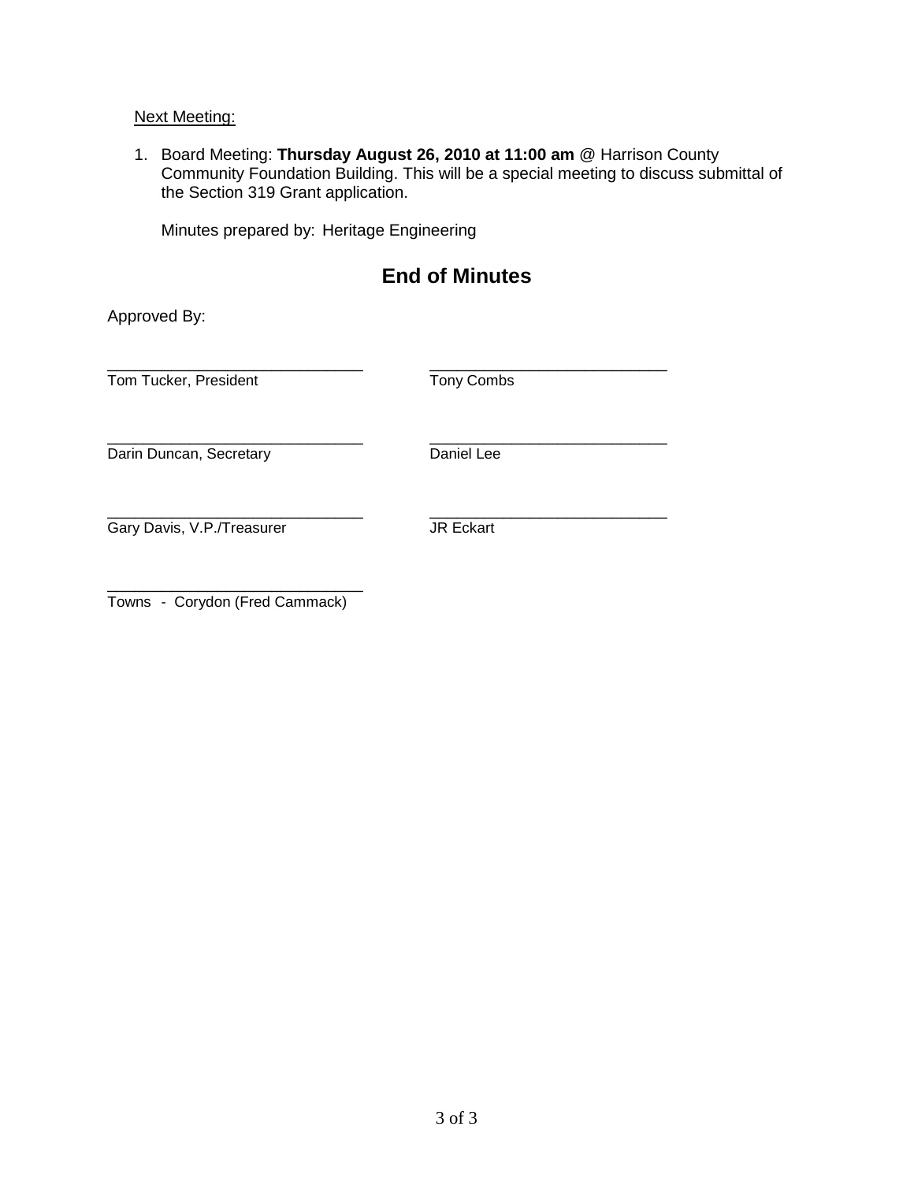<u>Next Meeting:</u>

1. Board Meeting: **Thursday August 26, 2010 at 11:00 am** @ Harrison County Community Foundation Building. This will be a special meeting to discuss submittal of the Section 319 Grant application.

   Minutes prepared by: Heritage Engineering

## End of Minutes

Approved By:

| | |
|---|---|
| ____________________________ | ____________________________ |
| Tom Tucker, President | Tony Combs |
| ____________________________ | ____________________________ |
| Darin Duncan, Secretary | Daniel Lee |
| ____________________________ | ____________________________ |
| Gary Davis, V.P./Treasurer | JR Eckart |
| ____________________________ | |
| Towns - Corydon (Fred Cammack) | |